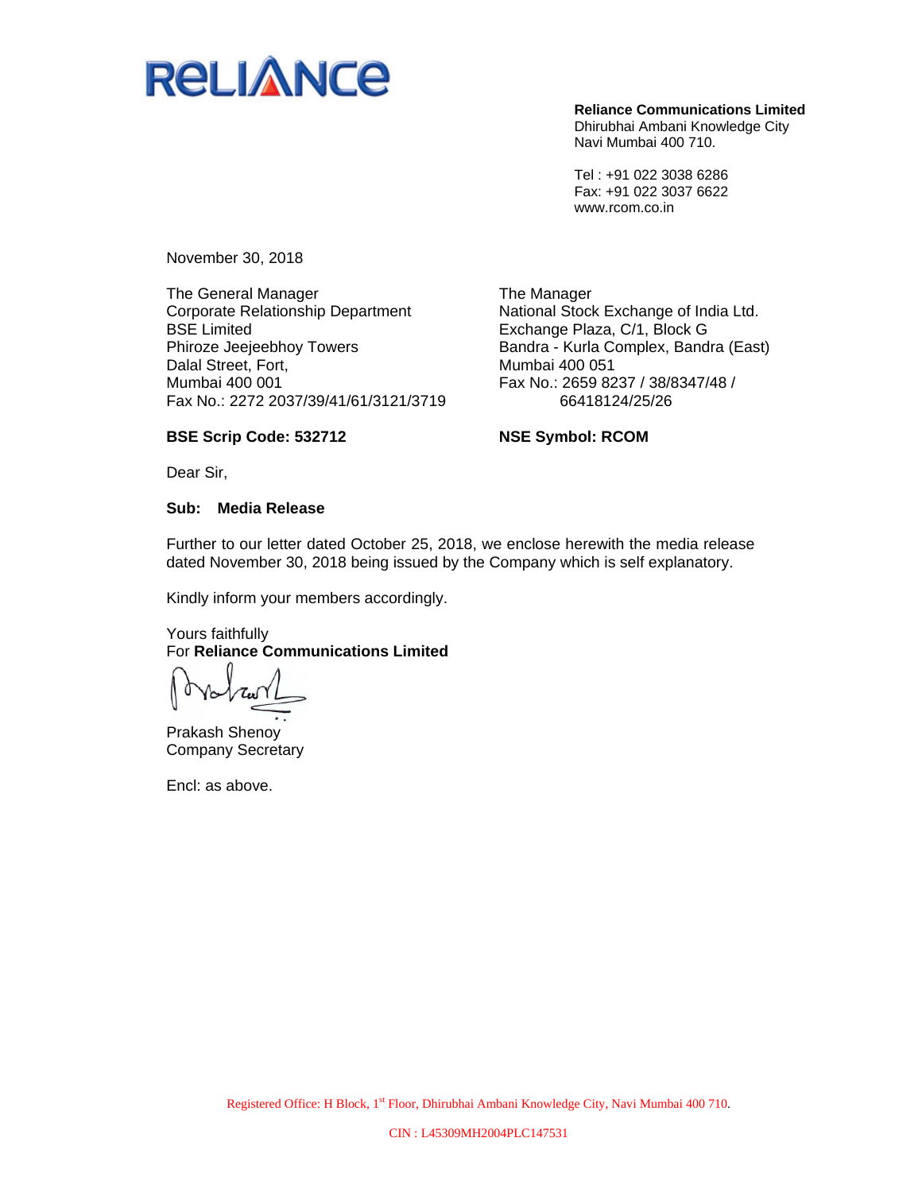RELIANCE

**Reliance Communications Limited**
Dhirubhai Ambani Knowledge City
Navi Mumbai 400 710.

Tel : +91 022 3038 6286
Fax: +91 022 3037 6622
www.rcom.co.in

November 30, 2018

The General Manager
Corporate Relationship Department
BSE Limited
Phiroze Jeejeebhoy Towers
Dalal Street, Fort,
Mumbai 400 001
Fax No.: 2272 2037/39/41/61/3121/3719

**BSE Scrip Code: 532712**

The Manager
National Stock Exchange of India Ltd.
Exchange Plaza, C/1, Block G
Bandra - Kurla Complex, Bandra (East)
Mumbai 400 051
Fax No.: 2659 8237 / 38/8347/48 / 66418124/25/26

**NSE Symbol: RCOM**

Dear Sir,

**Sub: Media Release**

Further to our letter dated October 25, 2018, we enclose herewith the media release dated November 30, 2018 being issued by the Company which is self explanatory.

Kindly inform your members accordingly.

Yours faithfully
For **Reliance Communications Limited**

Prakash Shenoy
Company Secretary

Encl: as above.

Registered Office: H Block, 1st Floor, Dhirubhai Ambani Knowledge City, Navi Mumbai 400 710.

CIN : L45309MH2004PLC147531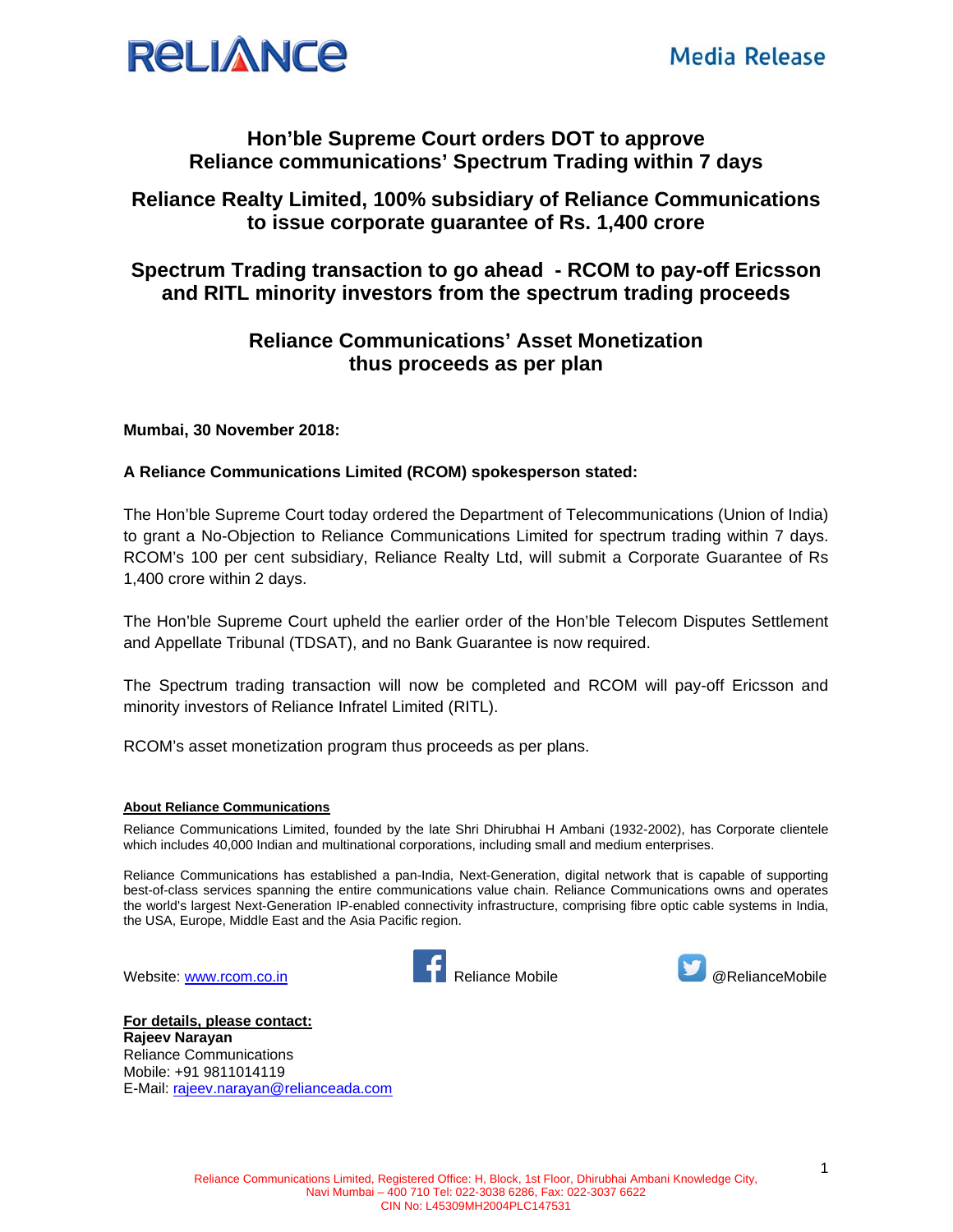**Media Release**

# Hon'ble Supreme Court orders DOT to approve Reliance communications' Spectrum Trading within 7 days

## Reliance Realty Limited, 100% subsidiary of Reliance Communications to issue corporate guarantee of Rs. 1,400 crore

## Spectrum Trading transaction to go ahead - RCOM to pay-off Ericsson and RITL minority investors from the spectrum trading proceeds

## Reliance Communications' Asset Monetization thus proceeds as per plan

**Mumbai, 30 November 2018:**

**A Reliance Communications Limited (RCOM) spokesperson stated:**

The Hon'ble Supreme Court today ordered the Department of Telecommunications (Union of India) to grant a No-Objection to Reliance Communications Limited for spectrum trading within 7 days. RCOM's 100 per cent subsidiary, Reliance Realty Ltd, will submit a Corporate Guarantee of Rs 1,400 crore within 2 days.

The Hon'ble Supreme Court upheld the earlier order of the Hon'ble Telecom Disputes Settlement and Appellate Tribunal (TDSAT), and no Bank Guarantee is now required.

The Spectrum trading transaction will now be completed and RCOM will pay-off Ericsson and minority investors of Reliance Infratel Limited (RITL).

RCOM's asset monetization program thus proceeds as per plans.

**About Reliance Communications**

Reliance Communications Limited, founded by the late Shri Dhirubhai H Ambani (1932-2002), has Corporate clientele which includes 40,000 Indian and multinational corporations, including small and medium enterprises.

Reliance Communications has established a pan-India, Next-Generation, digital network that is capable of supporting best-of-class services spanning the entire communications value chain. Reliance Communications owns and operates the world's largest Next-Generation IP-enabled connectivity infrastructure, comprising fibre optic cable systems in India, the USA, Europe, Middle East and the Asia Pacific region.

Website: www.rcom.co.in    Reliance Mobile    @RelianceMobile

**For details, please contact:**
**Rajeev Narayan**
Reliance Communications
Mobile: +91 9811014119
E-Mail: rajeev.narayan@relianceada.com

Reliance Communications Limited, Registered Office: H, Block, 1st Floor, Dhirubhai Ambani Knowledge City, Navi Mumbai – 400 710 Tel: 022-3038 6286, Fax: 022-3037 6622
CIN No: L45309MH2004PLC147531